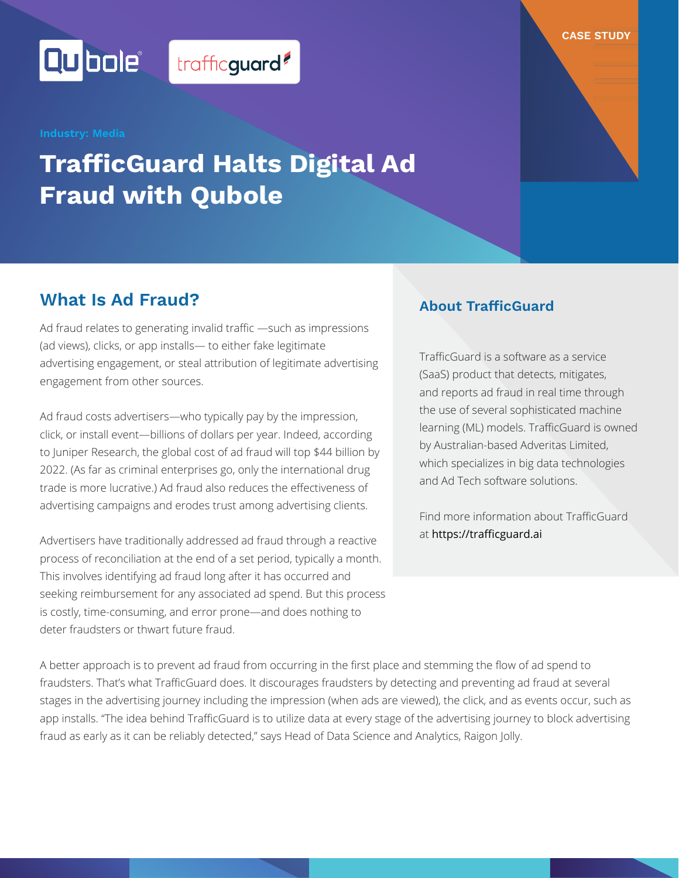CASE STUDY

Industry: Media

# TrafficGuard Halts Digital Ad Fraud with Qubole

## What Is Ad Fraud?

Ad fraud relates to generating invalid traffic —such as impressions (ad views), clicks, or app installs— to either fake legitimate advertising engagement, or steal attribution of legitimate advertising engagement from other sources.

Ad fraud costs advertisers—who typically pay by the impression, click, or install event—billions of dollars per year. Indeed, according to Juniper Research, the global cost of ad fraud will top $44 billion by 2022. (As far as criminal enterprises go, only the international drug trade is more lucrative.) Ad fraud also reduces the effectiveness of advertising campaigns and erodes trust among advertising clients.

Advertisers have traditionally addressed ad fraud through a reactive process of reconciliation at the end of a set period, typically a month. This involves identifying ad fraud long after it has occurred and seeking reimbursement for any associated ad spend. But this process is costly, time-consuming, and error prone—and does nothing to deter fraudsters or thwart future fraud.

A better approach is to prevent ad fraud from occurring in the first place and stemming the flow of ad spend to fraudsters. That's what TrafficGuard does. It discourages fraudsters by detecting and preventing ad fraud at several stages in the advertising journey including the impression (when ads are viewed), the click, and as events occur, such as app installs. "The idea behind TrafficGuard is to utilize data at every stage of the advertising journey to block advertising fraud as early as it can be reliably detected," says Head of Data Science and Analytics, Raigon Jolly.

## About TrafficGuard

TrafficGuard is a software as a service (SaaS) product that detects, mitigates, and reports ad fraud in real time through the use of several sophisticated machine learning (ML) models. TrafficGuard is owned by Australian-based Adveritas Limited, which specializes in big data technologies and Ad Tech software solutions.

Find more information about TrafficGuard at https://trafficguard.ai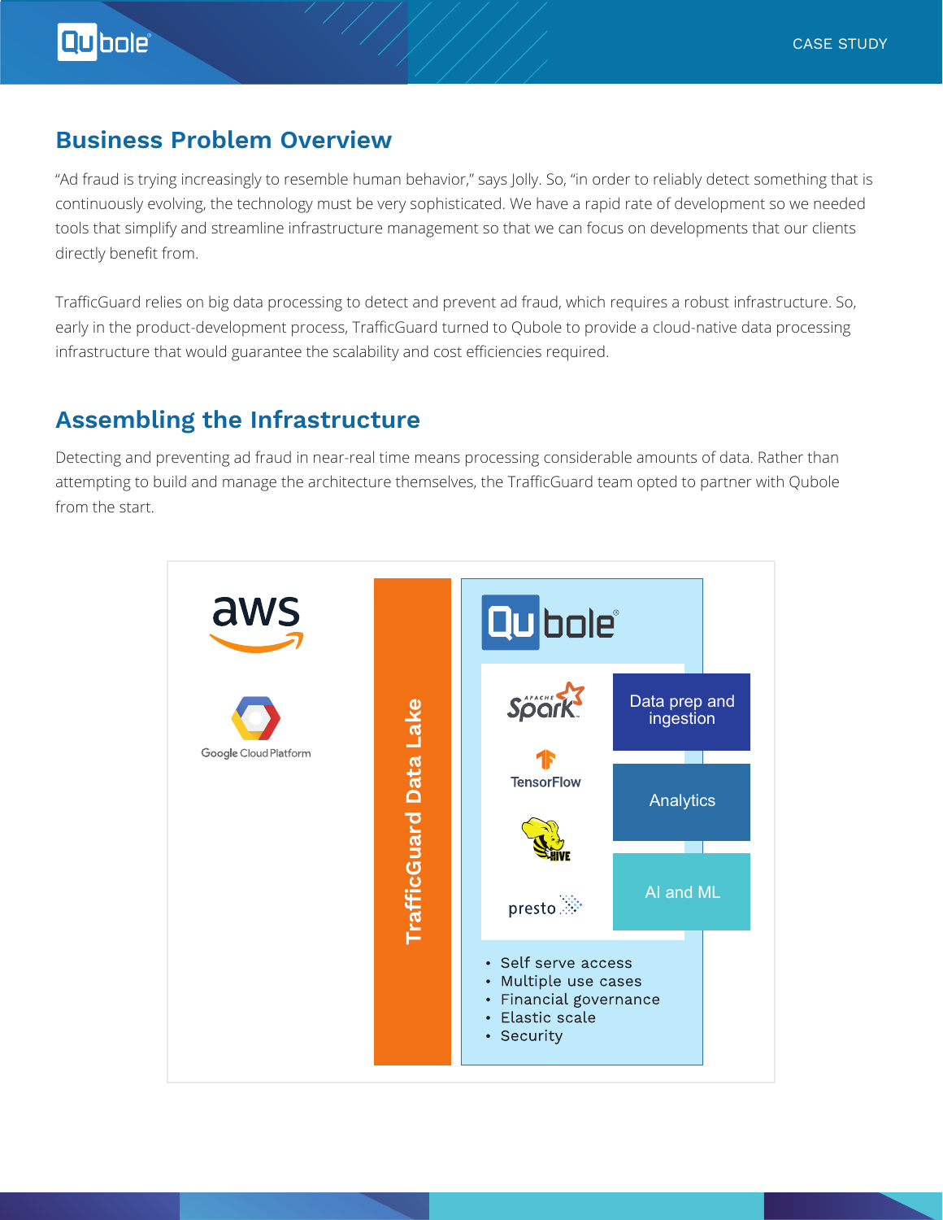## Business Problem Overview

"Ad fraud is trying increasingly to resemble human behavior," says Jolly. So, "in order to reliably detect something that is continuously evolving, the technology must be very sophisticated. We have a rapid rate of development so we needed tools that simplify and streamline infrastructure management so that we can focus on developments that our clients directly benefit from.

TrafficGuard relies on big data processing to detect and prevent ad fraud, which requires a robust infrastructure. So, early in the product-development process, TrafficGuard turned to Qubole to provide a cloud-native data processing infrastructure that would guarantee the scalability and cost efficiencies required.

## Assembling the Infrastructure

Detecting and preventing ad fraud in near-real time means processing considerable amounts of data. Rather than attempting to build and manage the architecture themselves, the TrafficGuard team opted to partner with Qubole from the start.

aws

Google Cloud Platform

TrafficGuard Data Lake

Qubole

Spark · TensorFlow · Hive · presto

Data prep and ingestion

Analytics

AI and ML

- Self serve access
- Multiple use cases
- Financial governance
- Elastic scale
- Security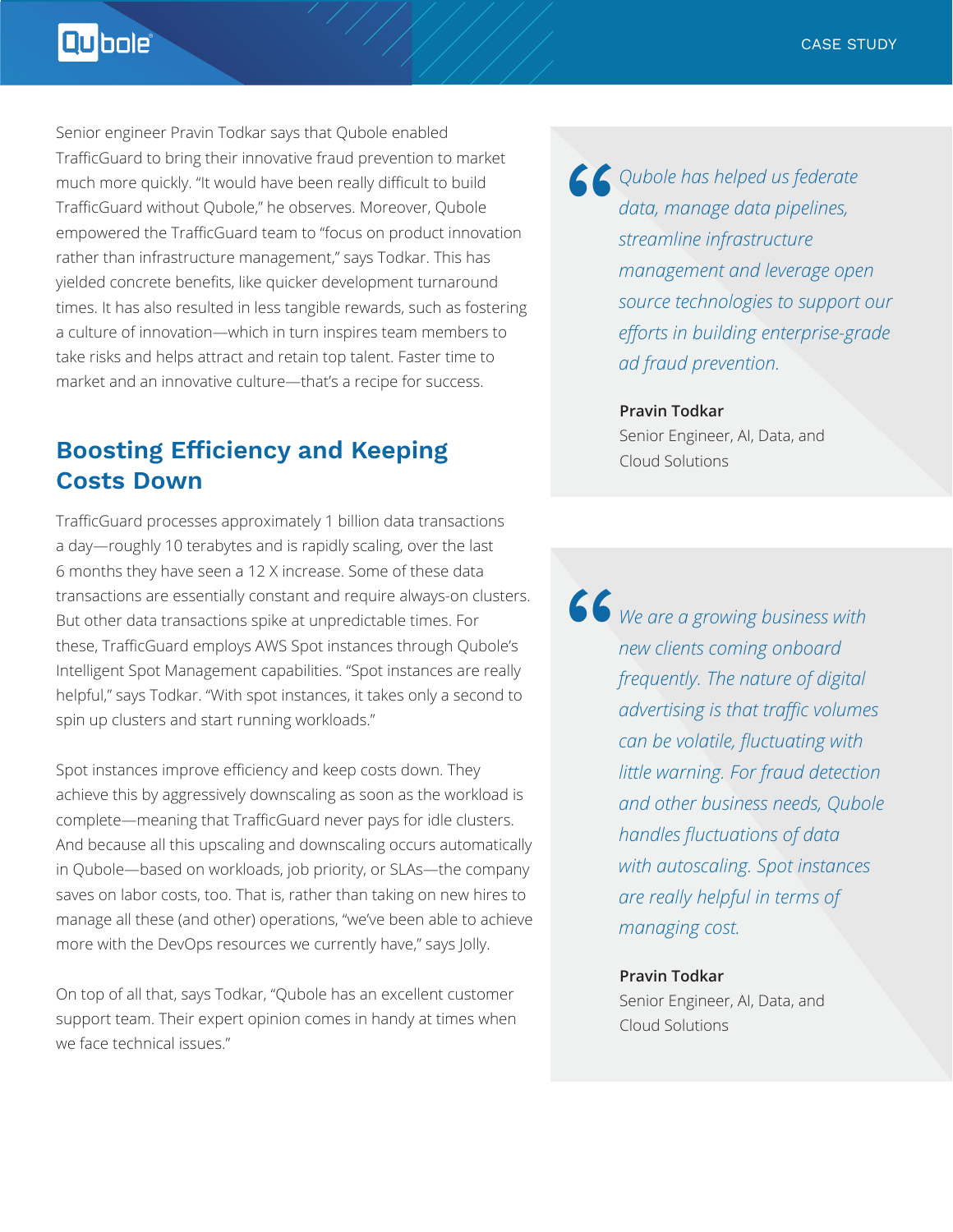Senior engineer Pravin Todkar says that Qubole enabled TrafficGuard to bring their innovative fraud prevention to market much more quickly. "It would have been really difficult to build TrafficGuard without Qubole," he observes. Moreover, Qubole empowered the TrafficGuard team to "focus on product innovation rather than infrastructure management," says Todkar. This has yielded concrete benefits, like quicker development turnaround times. It has also resulted in less tangible rewards, such as fostering a culture of innovation—which in turn inspires team members to take risks and helps attract and retain top talent. Faster time to market and an innovative culture—that's a recipe for success.

## Boosting Efficiency and Keeping Costs Down

TrafficGuard processes approximately 1 billion data transactions a day—roughly 10 terabytes and is rapidly scaling, over the last 6 months they have seen a 12 X increase. Some of these data transactions are essentially constant and require always-on clusters. But other data transactions spike at unpredictable times. For these, TrafficGuard employs AWS Spot instances through Qubole's Intelligent Spot Management capabilities. "Spot instances are really helpful," says Todkar. "With spot instances, it takes only a second to spin up clusters and start running workloads."

Spot instances improve efficiency and keep costs down. They achieve this by aggressively downscaling as soon as the workload is complete—meaning that TrafficGuard never pays for idle clusters. And because all this upscaling and downscaling occurs automatically in Qubole—based on workloads, job priority, or SLAs—the company saves on labor costs, too. That is, rather than taking on new hires to manage all these (and other) operations, "we've been able to achieve more with the DevOps resources we currently have," says Jolly.

On top of all that, says Todkar, "Qubole has an excellent customer support team. Their expert opinion comes in handy at times when we face technical issues."

> *Qubole has helped us federate data, manage data pipelines, streamline infrastructure management and leverage open source technologies to support our efforts in building enterprise-grade ad fraud prevention.*
>
> **Pravin Todkar**
> Senior Engineer, AI, Data, and Cloud Solutions

> *We are a growing business with new clients coming onboard frequently. The nature of digital advertising is that traffic volumes can be volatile, fluctuating with little warning. For fraud detection and other business needs, Qubole handles fluctuations of data with autoscaling. Spot instances are really helpful in terms of managing cost.*
>
> **Pravin Todkar**
> Senior Engineer, AI, Data, and Cloud Solutions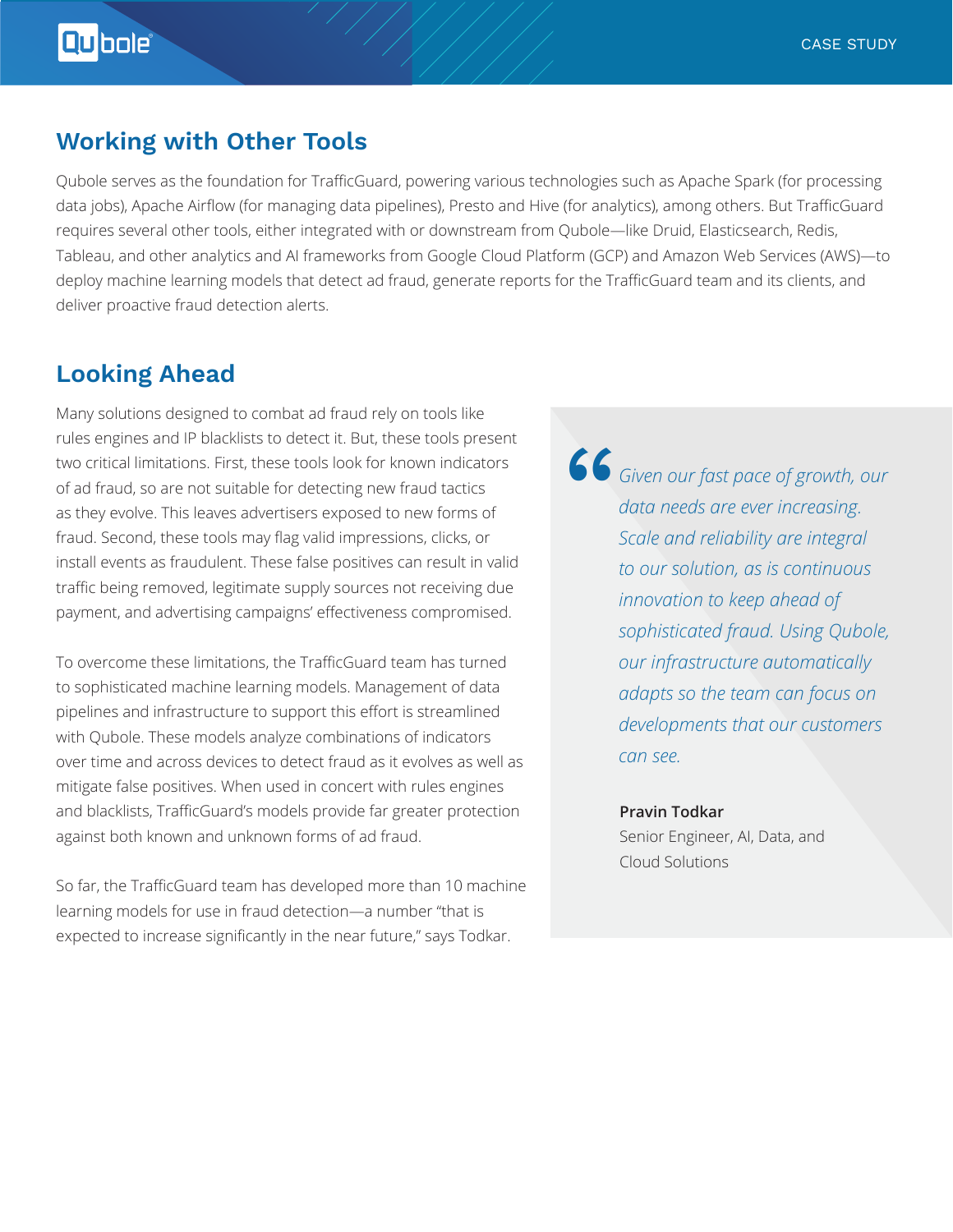## Working with Other Tools

Qubole serves as the foundation for TrafficGuard, powering various technologies such as Apache Spark (for processing data jobs), Apache Airflow (for managing data pipelines), Presto and Hive (for analytics), among others. But TrafficGuard requires several other tools, either integrated with or downstream from Qubole—like Druid, Elasticsearch, Redis, Tableau, and other analytics and AI frameworks from Google Cloud Platform (GCP) and Amazon Web Services (AWS)—to deploy machine learning models that detect ad fraud, generate reports for the TrafficGuard team and its clients, and deliver proactive fraud detection alerts.

## Looking Ahead

Many solutions designed to combat ad fraud rely on tools like rules engines and IP blacklists to detect it. But, these tools present two critical limitations. First, these tools look for known indicators of ad fraud, so are not suitable for detecting new fraud tactics as they evolve. This leaves advertisers exposed to new forms of fraud. Second, these tools may flag valid impressions, clicks, or install events as fraudulent. These false positives can result in valid traffic being removed, legitimate supply sources not receiving due payment, and advertising campaigns' effectiveness compromised.

To overcome these limitations, the TrafficGuard team has turned to sophisticated machine learning models. Management of data pipelines and infrastructure to support this effort is streamlined with Qubole. These models analyze combinations of indicators over time and across devices to detect fraud as it evolves as well as mitigate false positives. When used in concert with rules engines and blacklists, TrafficGuard's models provide far greater protection against both known and unknown forms of ad fraud.

So far, the TrafficGuard team has developed more than 10 machine learning models for use in fraud detection—a number "that is expected to increase significantly in the near future," says Todkar.

> *Given our fast pace of growth, our data needs are ever increasing. Scale and reliability are integral to our solution, as is continuous innovation to keep ahead of sophisticated fraud. Using Qubole, our infrastructure automatically adapts so the team can focus on developments that our customers can see.*
>
> **Pravin Todkar**
> Senior Engineer, AI, Data, and Cloud Solutions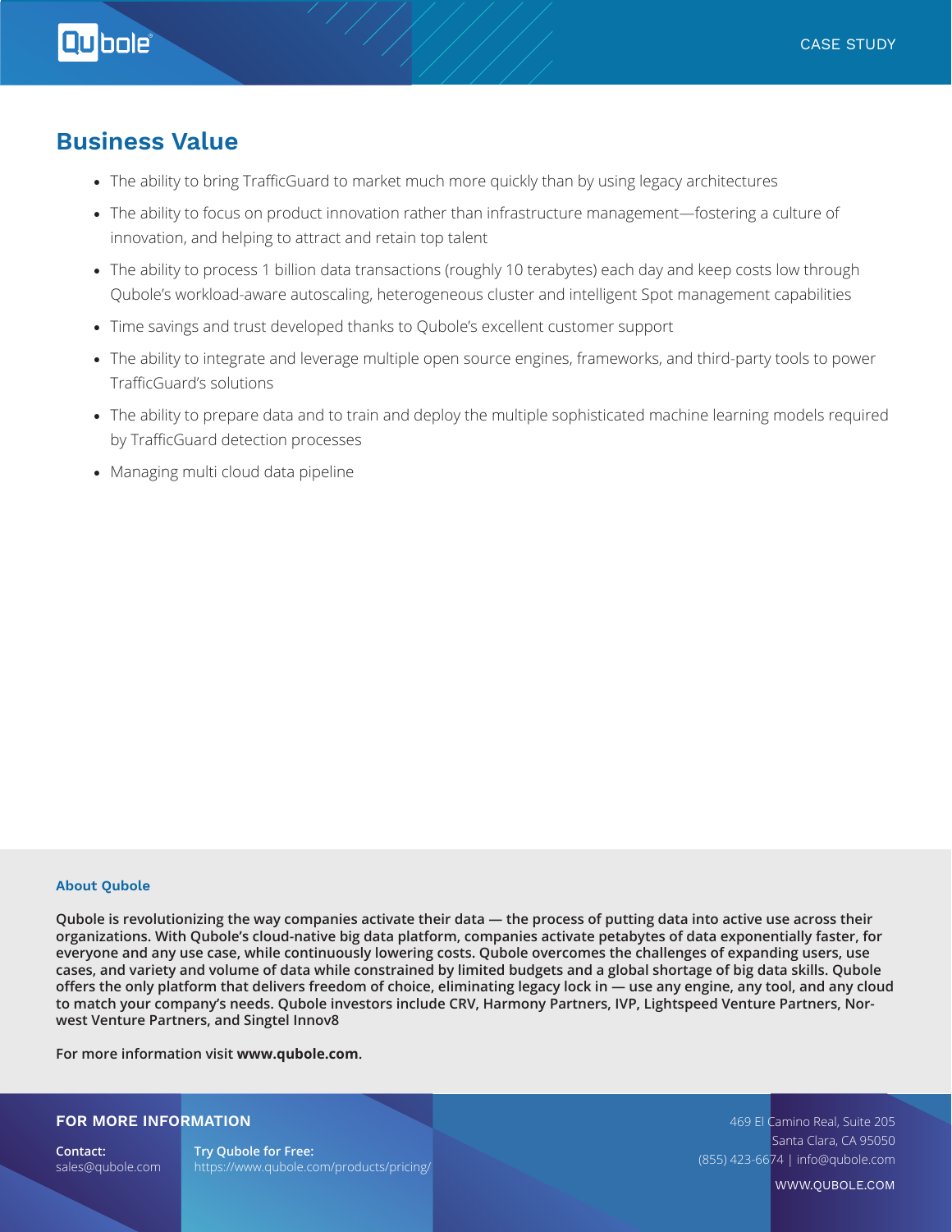## Business Value

- The ability to bring TrafficGuard to market much more quickly than by using legacy architectures
- The ability to focus on product innovation rather than infrastructure management—fostering a culture of innovation, and helping to attract and retain top talent
- The ability to process 1 billion data transactions (roughly 10 terabytes) each day and keep costs low through Qubole's workload-aware autoscaling, heterogeneous cluster and intelligent Spot management capabilities
- Time savings and trust developed thanks to Qubole's excellent customer support
- The ability to integrate and leverage multiple open source engines, frameworks, and third-party tools to power TrafficGuard's solutions
- The ability to prepare data and to train and deploy the multiple sophisticated machine learning models required by TrafficGuard detection processes
- Managing multi cloud data pipeline

### About Qubole

**Qubole is revolutionizing the way companies activate their data — the process of putting data into active use across their organizations. With Qubole's cloud-native big data platform, companies activate petabytes of data exponentially faster, for everyone and any use case, while continuously lowering costs. Qubole overcomes the challenges of expanding users, use cases, and variety and volume of data while constrained by limited budgets and a global shortage of big data skills. Qubole offers the only platform that delivers freedom of choice, eliminating legacy lock in — use any engine, any tool, and any cloud to match your company's needs. Qubole investors include CRV, Harmony Partners, IVP, Lightspeed Venture Partners, Norwest Venture Partners, and Singtel Innov8**

**For more information visit www.qubole.com.**

### FOR MORE INFORMATION

**Contact:**
sales@qubole.com

**Try Qubole for Free:**
https://www.qubole.com/products/pricing/

469 El Camino Real, Suite 205
Santa Clara, CA 95050
(855) 423-6674 | info@qubole.com

WWW.QUBOLE.COM